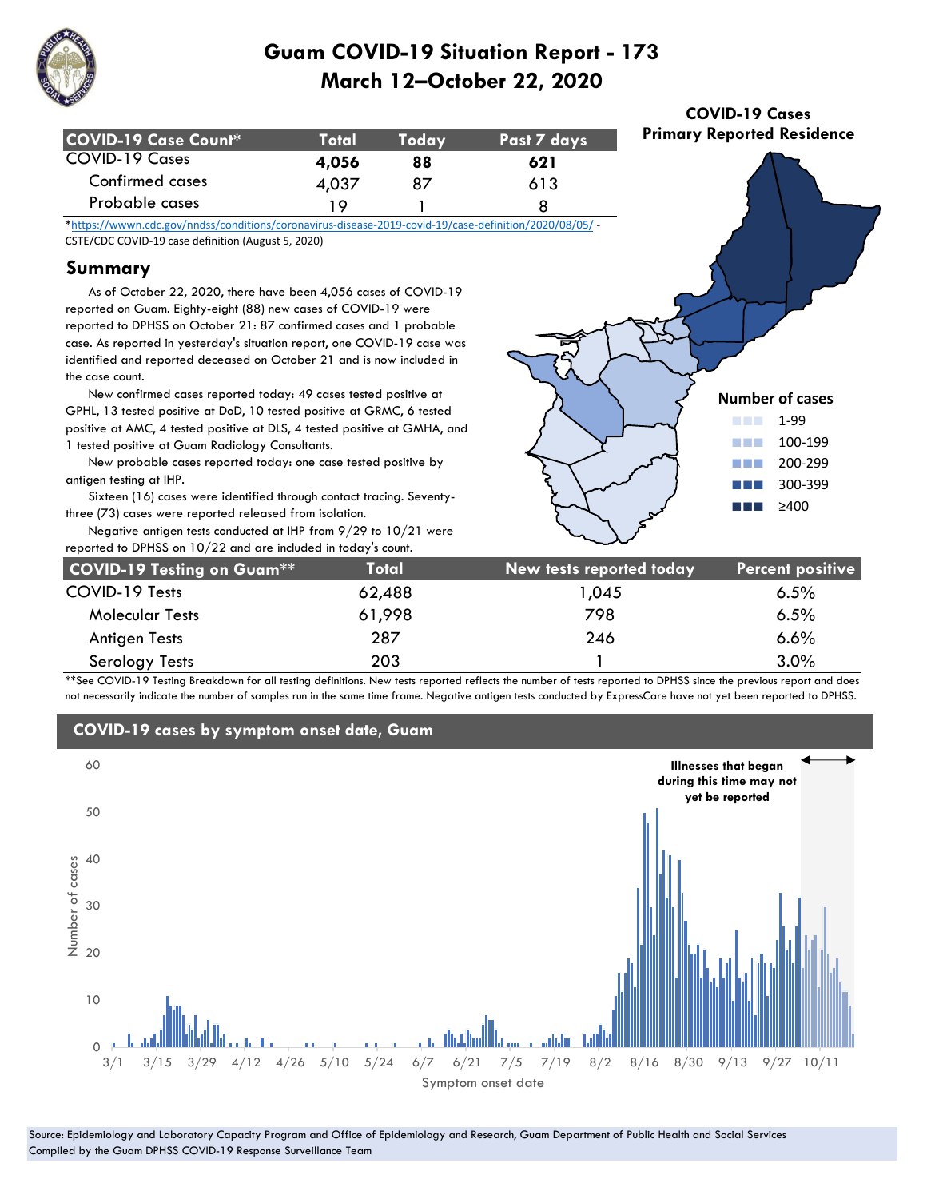# Guam COVID-19 Situation Report - 173
## March 12–October 22, 2020

| COVID-19 Case Count* | Total | Today | Past 7 days |
|---|---|---|---|
| COVID-19 Cases | **4,056** | **88** | **621** |
| Confirmed cases | 4,037 | 87 | 613 |
| Probable cases | 19 | 1 | 8 |

*https://wwwn.cdc.gov/nndss/conditions/coronavirus-disease-2019-covid-19/case-definition/2020/08/05/ - CSTE/CDC COVID-19 case definition (August 5, 2020)

## Summary

As of October 22, 2020, there have been 4,056 cases of COVID-19 reported on Guam. Eighty-eight (88) new cases of COVID-19 were reported to DPHSS on October 21: 87 confirmed cases and 1 probable case. As reported in yesterday's situation report, one COVID-19 case was identified and reported deceased on October 21 and is now included in the case count.

New confirmed cases reported today: 49 cases tested positive at GPHL, 13 tested positive at DoD, 10 tested positive at GRMC, 6 tested positive at AMC, 4 tested positive at DLS, 4 tested positive at GMHA, and 1 tested positive at Guam Radiology Consultants.

New probable cases reported today: one case tested positive by antigen testing at IHP.

Sixteen (16) cases were identified through contact tracing. Seventy-three (73) cases were reported released from isolation.

Negative antigen tests conducted at IHP from 9/29 to 10/21 were reported to DPHSS on 10/22 and are included in today's count.

**COVID-19 Cases Primary Reported Residence**

Number of cases: 1-99; 100-199; 200-299; 300-399; ≥400

| COVID-19 Testing on Guam** | Total | New tests reported today | Percent positive |
|---|---|---|---|
| COVID-19 Tests | 62,488 | 1,045 | 6.5% |
| Molecular Tests | 61,998 | 798 | 6.5% |
| Antigen Tests | 287 | 246 | 6.6% |
| Serology Tests | 203 | 1 | 3.0% |

**See COVID-19 Testing Breakdown for all testing definitions. New tests reported reflects the number of tests reported to DPHSS since the previous report and does not necessarily indicate the number of samples run in the same time frame. Negative antigen tests conducted by ExpressCare have not yet been reported to DPHSS.

## COVID-19 cases by symptom onset date, Guam

Illnesses that began during this time may not yet be reported

Source: Epidemiology and Laboratory Capacity Program and Office of Epidemiology and Research, Guam Department of Public Health and Social Services
Compiled by the Guam DPHSS COVID-19 Response Surveillance Team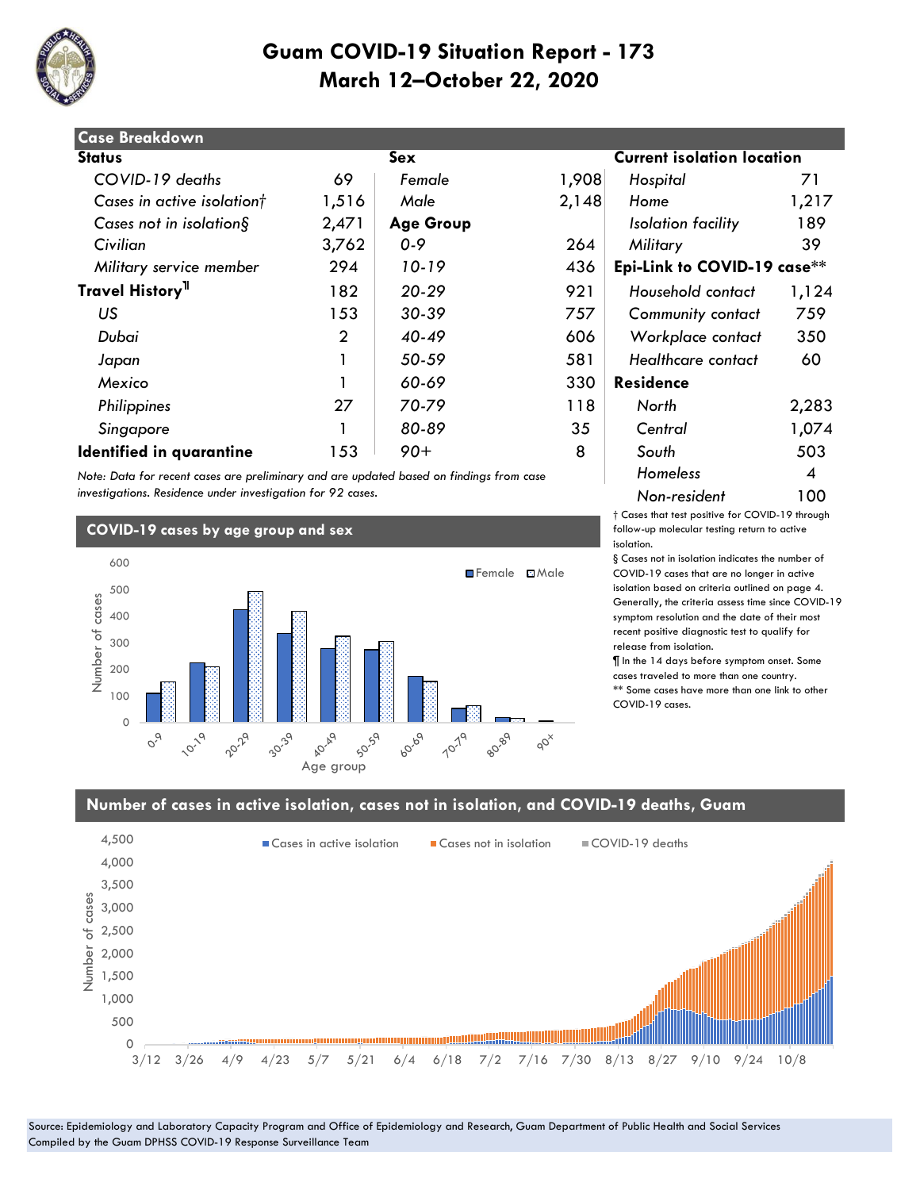# Guam COVID-19 Situation Report - 173
## March 12–October 22, 2020

### Case Breakdown

| Status | | Sex | | Current isolation location | |
|---|---|---|---|---|---|
| *COVID-19 deaths* | 69 | *Female* | 1,908 | *Hospital* | 71 |
| *Cases in active isolation†* | 1,516 | *Male* | 2,148 | *Home* | 1,217 |
| *Cases not in isolation§* | 2,471 | **Age Group** | | *Isolation facility* | 189 |
| *Civilian* | 3,762 | *0-9* | 264 | *Military* | 39 |
| *Military service member* | 294 | *10-19* | 436 | **Epi-Link to COVID-19 case\*\*** | |
| **Travel History¶** | 182 | *20-29* | 921 | *Household contact* | 1,124 |
| *US* | 153 | *30-39* | 757 | *Community contact* | 759 |
| *Dubai* | 2 | *40-49* | 606 | *Workplace contact* | 350 |
| *Japan* | 1 | *50-59* | 581 | *Healthcare contact* | 60 |
| *Mexico* | 1 | *60-69* | 330 | **Residence** | |
| *Philippines* | 27 | *70-79* | 118 | *North* | 2,283 |
| *Singapore* | 1 | *80-89* | 35 | *Central* | 1,074 |
| **Identified in quarantine** | 153 | *90+* | 8 | *South* | 503 |
| | | | | *Homeless* | 4 |
| | | | | *Non-resident* | 100 |

*Note: Data for recent cases are preliminary and are updated based on findings from case investigations. Residence under investigation for 92 cases.*

† Cases that test positive for COVID-19 through follow-up molecular testing return to active isolation.

§ Cases not in isolation indicates the number of COVID-19 cases that are no longer in active isolation based on criteria outlined on page 4. Generally, the criteria assess time since COVID-19 symptom resolution and the date of their most recent positive diagnostic test to qualify for release from isolation.

¶ In the 14 days before symptom onset. Some cases traveled to more than one country.

** Some cases have more than one link to other COVID-19 cases.

### COVID-19 cases by age group and sex

### Number of cases in active isolation, cases not in isolation, and COVID-19 deaths, Guam

Source: Epidemiology and Laboratory Capacity Program and Office of Epidemiology and Research, Guam Department of Public Health and Social Services
Compiled by the Guam DPHSS COVID-19 Response Surveillance Team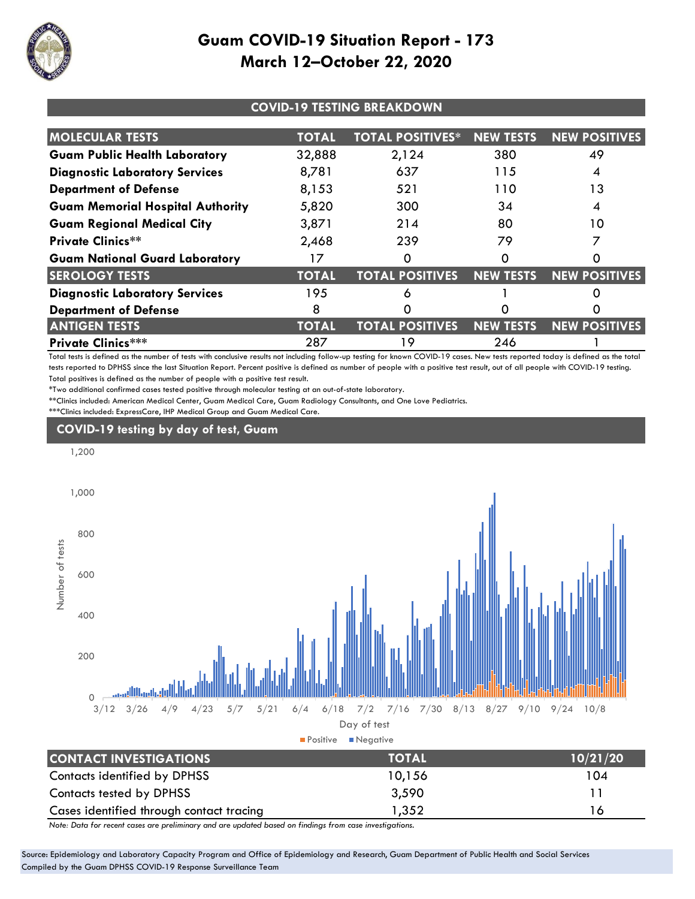# Guam COVID-19 Situation Report - 173
# March 12–October 22, 2020

## COVID-19 TESTING BREAKDOWN

| MOLECULAR TESTS | TOTAL | TOTAL POSITIVES* | NEW TESTS | NEW POSITIVES |
|---|---|---|---|---|
| **Guam Public Health Laboratory** | 32,888 | 2,124 | 380 | 49 |
| **Diagnostic Laboratory Services** | 8,781 | 637 | 115 | 4 |
| **Department of Defense** | 8,153 | 521 | 110 | 13 |
| **Guam Memorial Hospital Authority** | 5,820 | 300 | 34 | 4 |
| **Guam Regional Medical City** | 3,871 | 214 | 80 | 10 |
| **Private Clinics**** | 2,468 | 239 | 79 | 7 |
| **Guam National Guard Laboratory** | 17 | 0 | 0 | 0 |
| **SEROLOGY TESTS** | **TOTAL** | **TOTAL POSITIVES** | **NEW TESTS** | **NEW POSITIVES** |
| **Diagnostic Laboratory Services** | 195 | 6 | 1 | 0 |
| **Department of Defense** | 8 | 0 | 0 | 0 |
| **ANTIGEN TESTS** | **TOTAL** | **TOTAL POSITIVES** | **NEW TESTS** | **NEW POSITIVES** |
| **Private Clinics***** | 287 | 19 | 246 | 1 |

Total tests is defined as the number of tests with conclusive results not including follow-up testing for known COVID-19 cases. New tests reported today is defined as the total tests reported to DPHSS since the last Situation Report. Percent positive is defined as number of people with a positive test result, out of all people with COVID-19 testing. Total positives is defined as the number of people with a positive test result.

*Two additional confirmed cases tested positive through molecular testing at an out-of-state laboratory.

**Clinics included: American Medical Center, Guam Medical Care, Guam Radiology Consultants, and One Love Pediatrics.

***Clinics included: ExpressCare, IHP Medical Group and Guam Medical Care.

## COVID-19 testing by day of test, Guam

| CONTACT INVESTIGATIONS | TOTAL | 10/21/20 |
|---|---|---|
| Contacts identified by DPHSS | 10,156 | 104 |
| Contacts tested by DPHSS | 3,590 | 11 |
| Cases identified through contact tracing | 1,352 | 16 |

*Note: Data for recent cases are preliminary and are updated based on findings from case investigations.*

Source: Epidemiology and Laboratory Capacity Program and Office of Epidemiology and Research, Guam Department of Public Health and Social Services
Compiled by the Guam DPHSS COVID-19 Response Surveillance Team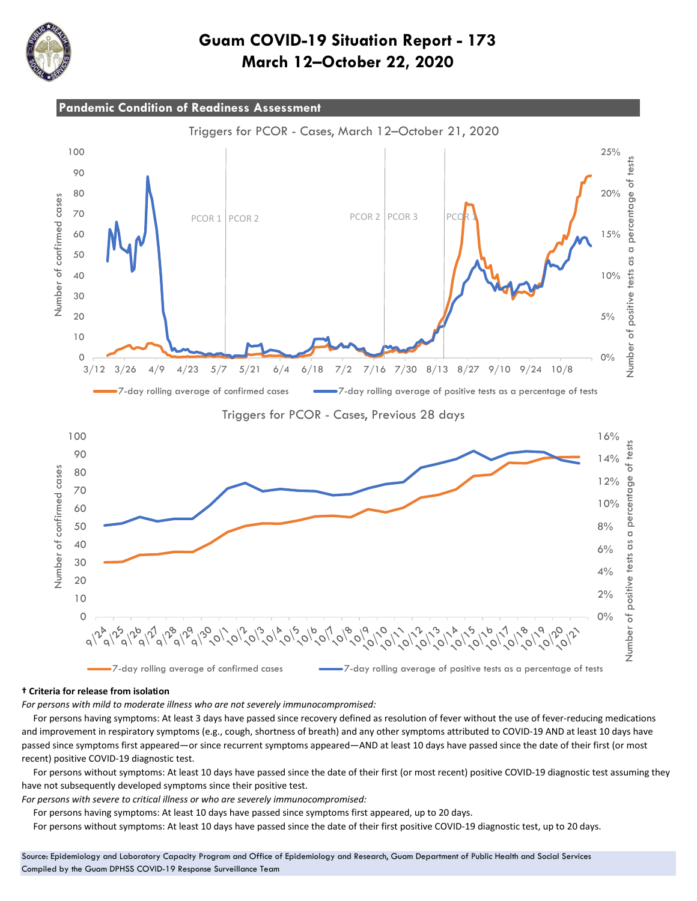# Guam COVID-19 Situation Report - 173
## March 12–October 22, 2020

## Pandemic Condition of Readiness Assessment

Triggers for PCOR - Cases, March 12–October 21, 2020

Number of confirmed cases: 0, 10, 20, 30, 40, 50, 60, 70, 80, 90, 100

Number of positive tests as a percentage of tests: 0%, 5%, 10%, 15%, 20%, 25%

3/12, 3/26, 4/9, 4/23, 5/7, 5/21, 6/4, 6/18, 7/2, 7/16, 7/30, 8/13, 8/27, 9/10, 9/24, 10/8

PCOR 1 | PCOR 2 | PCOR 2 | PCOR 3 | PCOR 1

7-day rolling average of confirmed cases

7-day rolling average of positive tests as a percentage of tests

Triggers for PCOR - Cases, Previous 28 days

Number of confirmed cases: 0, 10, 20, 30, 40, 50, 60, 70, 80, 90, 100

Number of positive tests as a percentage of tests: 0%, 2%, 4%, 6%, 8%, 10%, 12%, 14%, 16%

9/24, 9/25, 9/26, 9/27, 9/28, 9/29, 9/30, 10/1, 10/2, 10/3, 10/4, 10/5, 10/6, 10/7, 10/8, 10/9, 10/10, 10/11, 10/12, 10/13, 10/14, 10/15, 10/16, 10/17, 10/18, 10/19, 10/20, 10/21

7-day rolling average of confirmed cases

7-day rolling average of positive tests as a percentage of tests

**† Criteria for release from isolation**

*For persons with mild to moderate illness who are not severely immunocompromised:*

For persons having symptoms: At least 3 days have passed since recovery defined as resolution of fever without the use of fever-reducing medications and improvement in respiratory symptoms (e.g., cough, shortness of breath) and any other symptoms attributed to COVID-19 AND at least 10 days have passed since symptoms first appeared—or since recurrent symptoms appeared—AND at least 10 days have passed since the date of their first (or most recent) positive COVID-19 diagnostic test.

For persons without symptoms: At least 10 days have passed since the date of their first (or most recent) positive COVID-19 diagnostic test assuming they have not subsequently developed symptoms since their positive test.

*For persons with severe to critical illness or who are severely immunocompromised:*

For persons having symptoms: At least 10 days have passed since symptoms first appeared, up to 20 days.

For persons without symptoms: At least 10 days have passed since the date of their first positive COVID-19 diagnostic test, up to 20 days.

Source: Epidemiology and Laboratory Capacity Program and Office of Epidemiology and Research, Guam Department of Public Health and Social Services
Compiled by the Guam DPHSS COVID-19 Response Surveillance Team